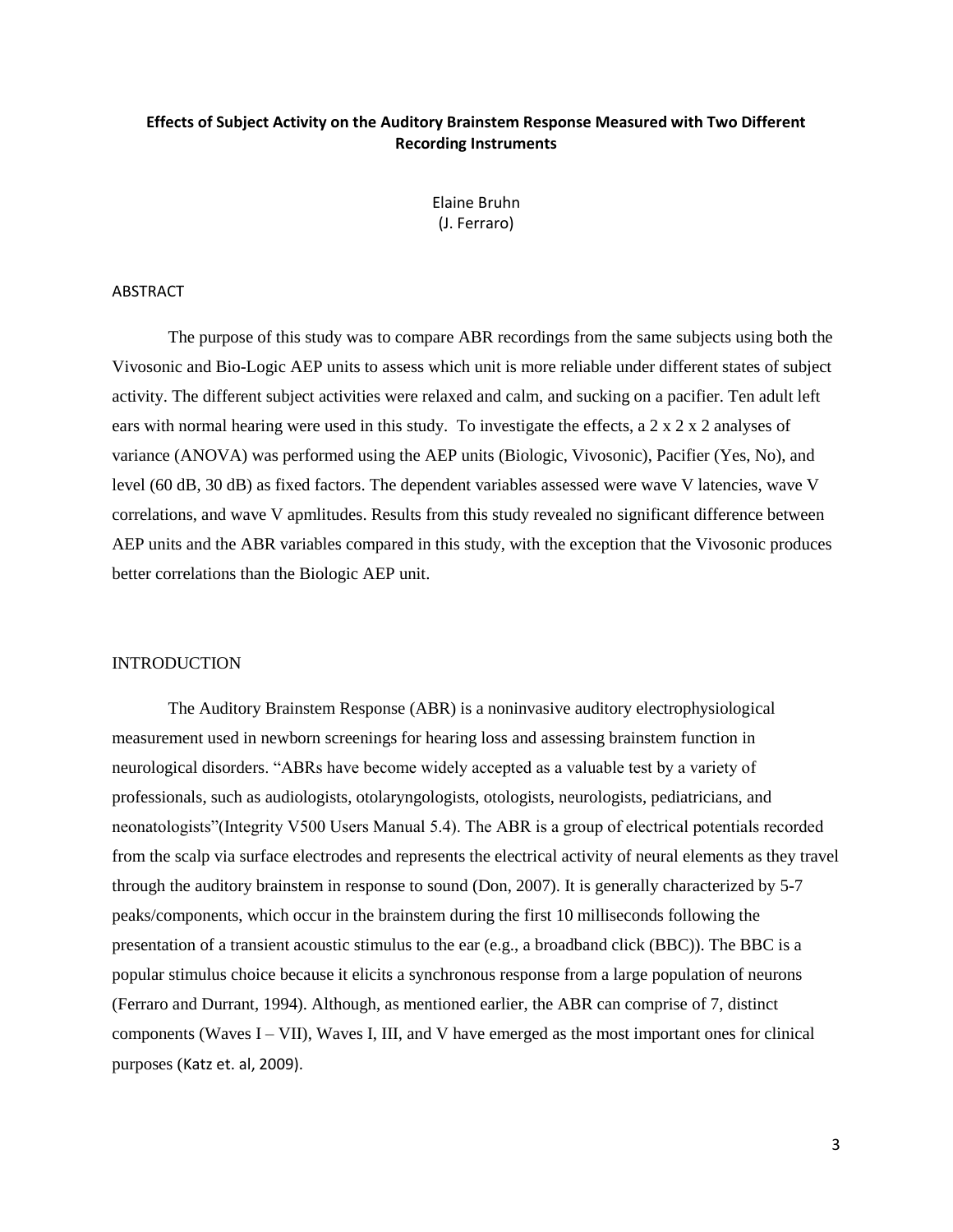**Effects of Subject Activity on the Auditory Brainstem Response Measured with Two Different Recording Instruments**

Elaine Bruhn
(J. Ferraro)

## ABSTRACT

The purpose of this study was to compare ABR recordings from the same subjects using both the Vivosonic and Bio-Logic AEP units to assess which unit is more reliable under different states of subject activity. The different subject activities were relaxed and calm, and sucking on a pacifier. Ten adult left ears with normal hearing were used in this study. To investigate the effects, a 2 x 2 x 2 analyses of variance (ANOVA) was performed using the AEP units (Biologic, Vivosonic), Pacifier (Yes, No), and level (60 dB, 30 dB) as fixed factors. The dependent variables assessed were wave V latencies, wave V correlations, and wave V apmlitudes. Results from this study revealed no significant difference between AEP units and the ABR variables compared in this study, with the exception that the Vivosonic produces better correlations than the Biologic AEP unit.

## INTRODUCTION

The Auditory Brainstem Response (ABR) is a noninvasive auditory electrophysiological measurement used in newborn screenings for hearing loss and assessing brainstem function in neurological disorders. "ABRs have become widely accepted as a valuable test by a variety of professionals, such as audiologists, otolaryngologists, otologists, neurologists, pediatricians, and neonatologists"(Integrity V500 Users Manual 5.4). The ABR is a group of electrical potentials recorded from the scalp via surface electrodes and represents the electrical activity of neural elements as they travel through the auditory brainstem in response to sound (Don, 2007). It is generally characterized by 5-7 peaks/components, which occur in the brainstem during the first 10 milliseconds following the presentation of a transient acoustic stimulus to the ear (e.g., a broadband click (BBC)). The BBC is a popular stimulus choice because it elicits a synchronous response from a large population of neurons (Ferraro and Durrant, 1994). Although, as mentioned earlier, the ABR can comprise of 7, distinct components (Waves I – VII), Waves I, III, and V have emerged as the most important ones for clinical purposes (Katz et. al, 2009).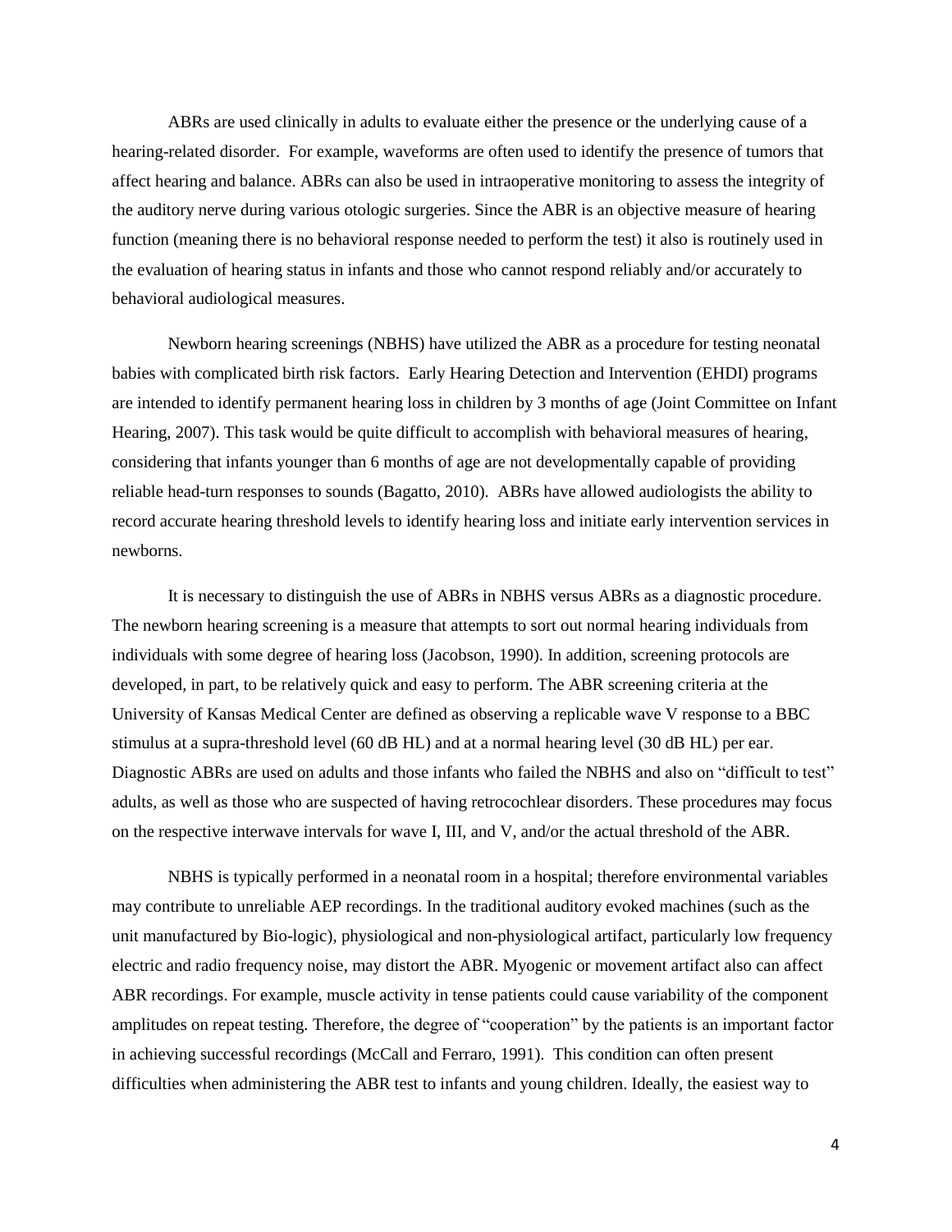ABRs are used clinically in adults to evaluate either the presence or the underlying cause of a hearing-related disorder. For example, waveforms are often used to identify the presence of tumors that affect hearing and balance. ABRs can also be used in intraoperative monitoring to assess the integrity of the auditory nerve during various otologic surgeries. Since the ABR is an objective measure of hearing function (meaning there is no behavioral response needed to perform the test) it also is routinely used in the evaluation of hearing status in infants and those who cannot respond reliably and/or accurately to behavioral audiological measures.

Newborn hearing screenings (NBHS) have utilized the ABR as a procedure for testing neonatal babies with complicated birth risk factors. Early Hearing Detection and Intervention (EHDI) programs are intended to identify permanent hearing loss in children by 3 months of age (Joint Committee on Infant Hearing, 2007). This task would be quite difficult to accomplish with behavioral measures of hearing, considering that infants younger than 6 months of age are not developmentally capable of providing reliable head-turn responses to sounds (Bagatto, 2010). ABRs have allowed audiologists the ability to record accurate hearing threshold levels to identify hearing loss and initiate early intervention services in newborns.

It is necessary to distinguish the use of ABRs in NBHS versus ABRs as a diagnostic procedure. The newborn hearing screening is a measure that attempts to sort out normal hearing individuals from individuals with some degree of hearing loss (Jacobson, 1990). In addition, screening protocols are developed, in part, to be relatively quick and easy to perform. The ABR screening criteria at the University of Kansas Medical Center are defined as observing a replicable wave V response to a BBC stimulus at a supra-threshold level (60 dB HL) and at a normal hearing level (30 dB HL) per ear. Diagnostic ABRs are used on adults and those infants who failed the NBHS and also on "difficult to test" adults, as well as those who are suspected of having retrocochlear disorders. These procedures may focus on the respective interwave intervals for wave I, III, and V, and/or the actual threshold of the ABR.

NBHS is typically performed in a neonatal room in a hospital; therefore environmental variables may contribute to unreliable AEP recordings. In the traditional auditory evoked machines (such as the unit manufactured by Bio-logic), physiological and non-physiological artifact, particularly low frequency electric and radio frequency noise, may distort the ABR. Myogenic or movement artifact also can affect ABR recordings. For example, muscle activity in tense patients could cause variability of the component amplitudes on repeat testing. Therefore, the degree of "cooperation" by the patients is an important factor in achieving successful recordings (McCall and Ferraro, 1991). This condition can often present difficulties when administering the ABR test to infants and young children. Ideally, the easiest way to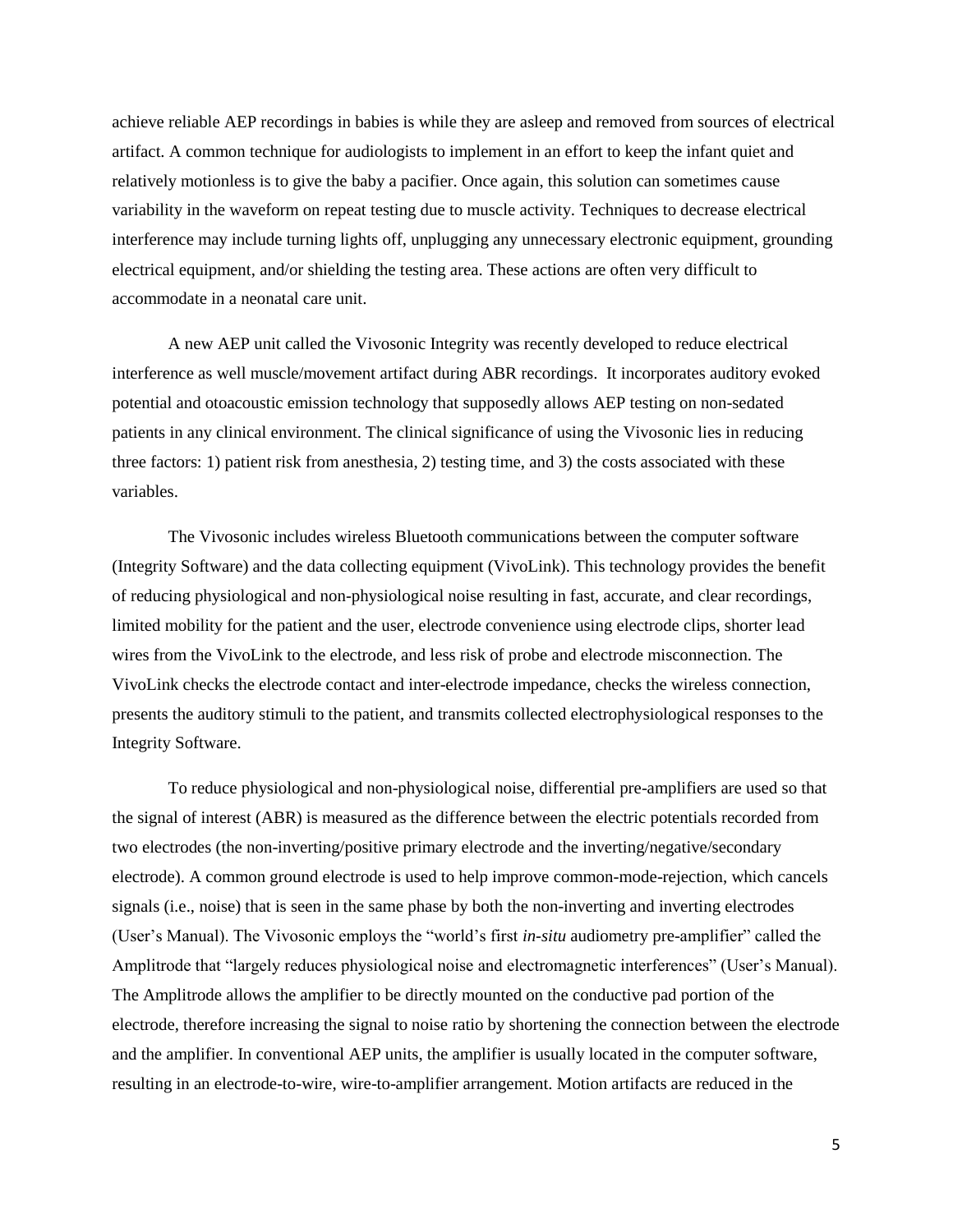achieve reliable AEP recordings in babies is while they are asleep and removed from sources of electrical artifact. A common technique for audiologists to implement in an effort to keep the infant quiet and relatively motionless is to give the baby a pacifier. Once again, this solution can sometimes cause variability in the waveform on repeat testing due to muscle activity. Techniques to decrease electrical interference may include turning lights off, unplugging any unnecessary electronic equipment, grounding electrical equipment, and/or shielding the testing area. These actions are often very difficult to accommodate in a neonatal care unit.

A new AEP unit called the Vivosonic Integrity was recently developed to reduce electrical interference as well muscle/movement artifact during ABR recordings. It incorporates auditory evoked potential and otoacoustic emission technology that supposedly allows AEP testing on non-sedated patients in any clinical environment. The clinical significance of using the Vivosonic lies in reducing three factors: 1) patient risk from anesthesia, 2) testing time, and 3) the costs associated with these variables.

The Vivosonic includes wireless Bluetooth communications between the computer software (Integrity Software) and the data collecting equipment (VivoLink). This technology provides the benefit of reducing physiological and non-physiological noise resulting in fast, accurate, and clear recordings, limited mobility for the patient and the user, electrode convenience using electrode clips, shorter lead wires from the VivoLink to the electrode, and less risk of probe and electrode misconnection. The VivoLink checks the electrode contact and inter-electrode impedance, checks the wireless connection, presents the auditory stimuli to the patient, and transmits collected electrophysiological responses to the Integrity Software.

To reduce physiological and non-physiological noise, differential pre-amplifiers are used so that the signal of interest (ABR) is measured as the difference between the electric potentials recorded from two electrodes (the non-inverting/positive primary electrode and the inverting/negative/secondary electrode). A common ground electrode is used to help improve common-mode-rejection, which cancels signals (i.e., noise) that is seen in the same phase by both the non-inverting and inverting electrodes (User's Manual). The Vivosonic employs the "world's first *in-situ* audiometry pre-amplifier" called the Amplitrode that "largely reduces physiological noise and electromagnetic interferences" (User's Manual). The Amplitrode allows the amplifier to be directly mounted on the conductive pad portion of the electrode, therefore increasing the signal to noise ratio by shortening the connection between the electrode and the amplifier. In conventional AEP units, the amplifier is usually located in the computer software, resulting in an electrode-to-wire, wire-to-amplifier arrangement. Motion artifacts are reduced in the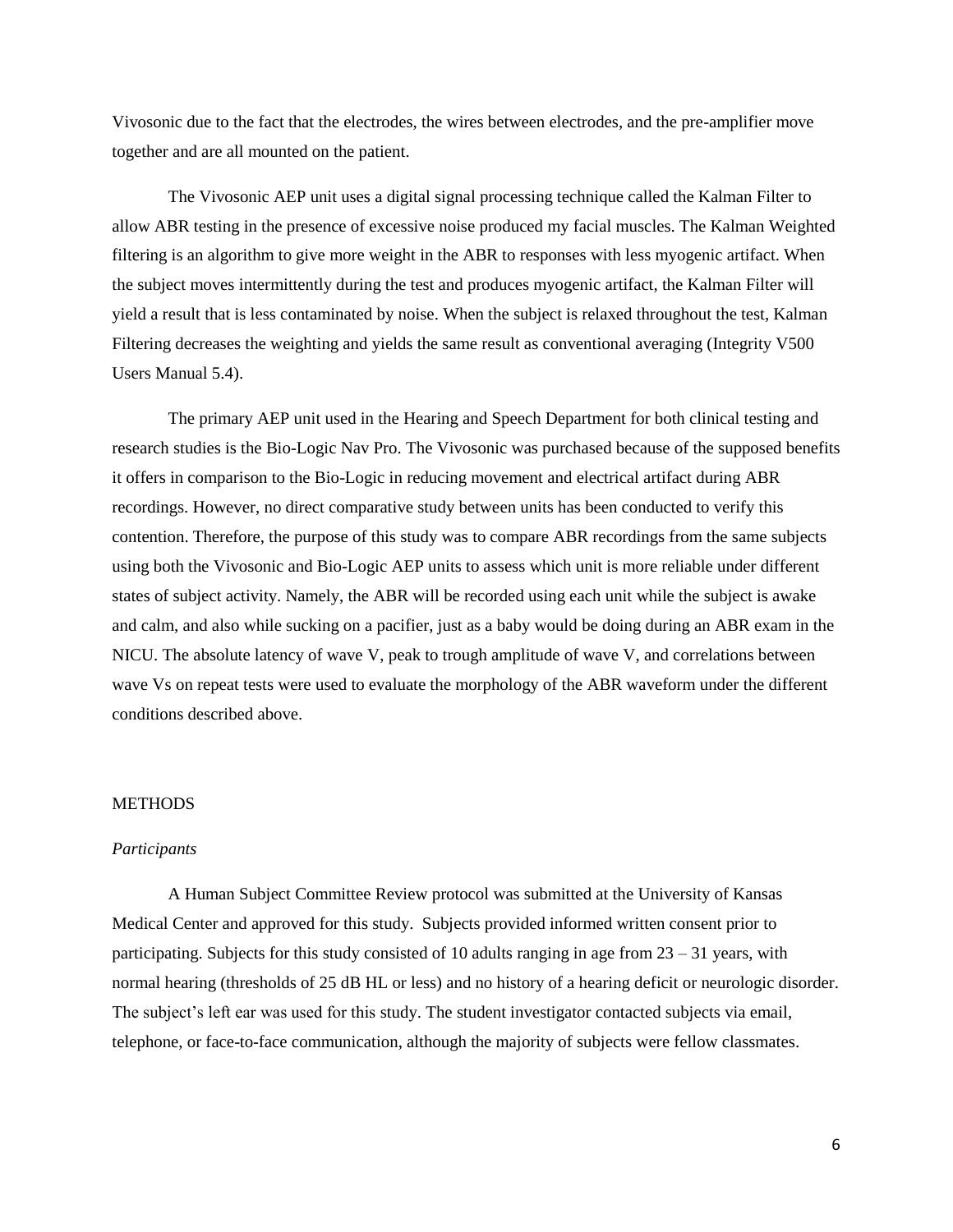Vivosonic due to the fact that the electrodes, the wires between electrodes, and the pre-amplifier move together and are all mounted on the patient.

The Vivosonic AEP unit uses a digital signal processing technique called the Kalman Filter to allow ABR testing in the presence of excessive noise produced my facial muscles. The Kalman Weighted filtering is an algorithm to give more weight in the ABR to responses with less myogenic artifact. When the subject moves intermittently during the test and produces myogenic artifact, the Kalman Filter will yield a result that is less contaminated by noise. When the subject is relaxed throughout the test, Kalman Filtering decreases the weighting and yields the same result as conventional averaging (Integrity V500 Users Manual 5.4).

The primary AEP unit used in the Hearing and Speech Department for both clinical testing and research studies is the Bio-Logic Nav Pro. The Vivosonic was purchased because of the supposed benefits it offers in comparison to the Bio-Logic in reducing movement and electrical artifact during ABR recordings. However, no direct comparative study between units has been conducted to verify this contention. Therefore, the purpose of this study was to compare ABR recordings from the same subjects using both the Vivosonic and Bio-Logic AEP units to assess which unit is more reliable under different states of subject activity. Namely, the ABR will be recorded using each unit while the subject is awake and calm, and also while sucking on a pacifier, just as a baby would be doing during an ABR exam in the NICU. The absolute latency of wave V, peak to trough amplitude of wave V, and correlations between wave Vs on repeat tests were used to evaluate the morphology of the ABR waveform under the different conditions described above.

## METHODS

### *Participants*

A Human Subject Committee Review protocol was submitted at the University of Kansas Medical Center and approved for this study. Subjects provided informed written consent prior to participating. Subjects for this study consisted of 10 adults ranging in age from 23 – 31 years, with normal hearing (thresholds of 25 dB HL or less) and no history of a hearing deficit or neurologic disorder. The subject's left ear was used for this study. The student investigator contacted subjects via email, telephone, or face-to-face communication, although the majority of subjects were fellow classmates.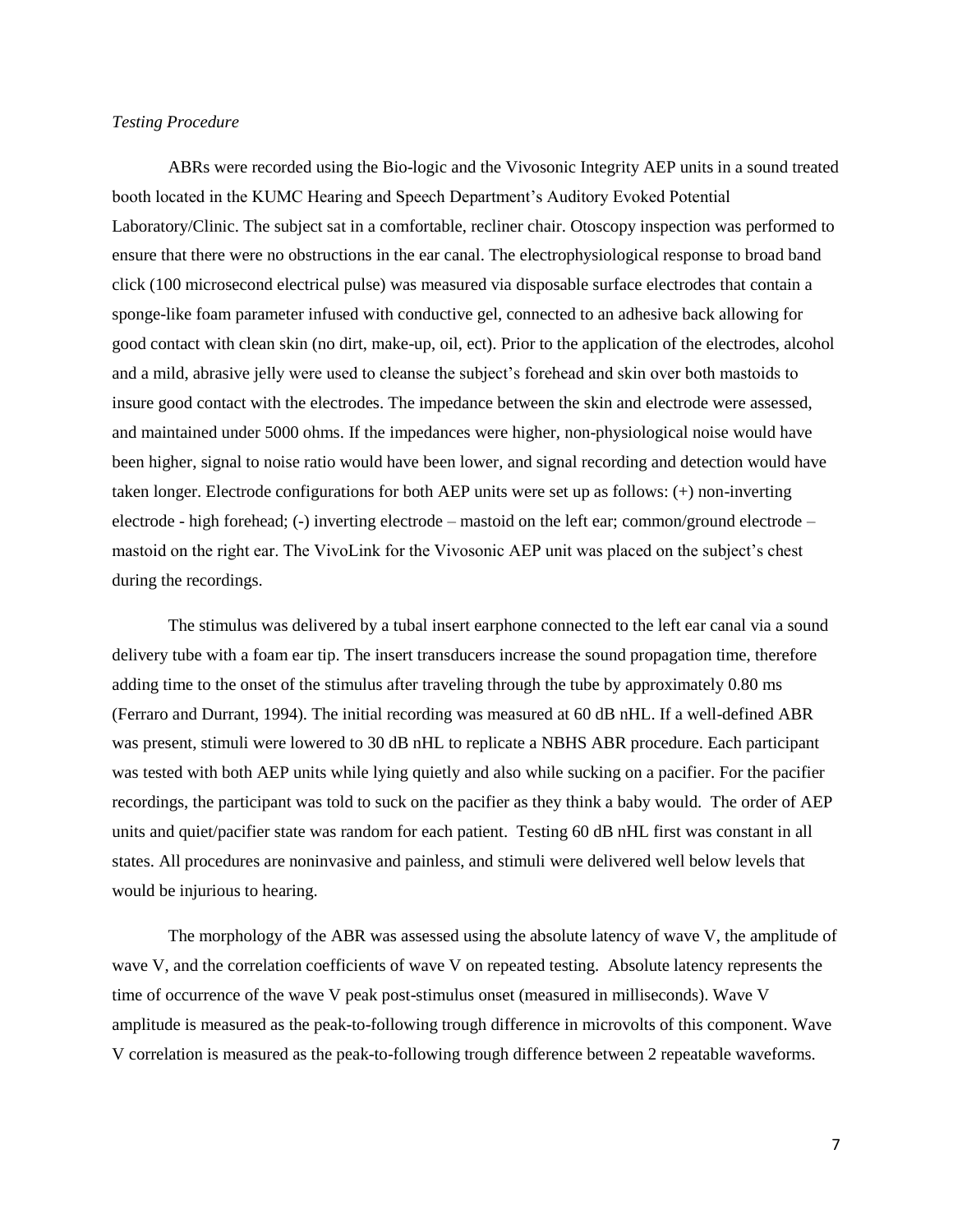*Testing Procedure*

ABRs were recorded using the Bio-logic and the Vivosonic Integrity AEP units in a sound treated booth located in the KUMC Hearing and Speech Department's Auditory Evoked Potential Laboratory/Clinic. The subject sat in a comfortable, recliner chair. Otoscopy inspection was performed to ensure that there were no obstructions in the ear canal. The electrophysiological response to broad band click (100 microsecond electrical pulse) was measured via disposable surface electrodes that contain a sponge-like foam parameter infused with conductive gel, connected to an adhesive back allowing for good contact with clean skin (no dirt, make-up, oil, ect). Prior to the application of the electrodes, alcohol and a mild, abrasive jelly were used to cleanse the subject's forehead and skin over both mastoids to insure good contact with the electrodes. The impedance between the skin and electrode were assessed, and maintained under 5000 ohms. If the impedances were higher, non-physiological noise would have been higher, signal to noise ratio would have been lower, and signal recording and detection would have taken longer. Electrode configurations for both AEP units were set up as follows: (+) non-inverting electrode - high forehead; (-) inverting electrode – mastoid on the left ear; common/ground electrode – mastoid on the right ear. The VivoLink for the Vivosonic AEP unit was placed on the subject's chest during the recordings.

The stimulus was delivered by a tubal insert earphone connected to the left ear canal via a sound delivery tube with a foam ear tip. The insert transducers increase the sound propagation time, therefore adding time to the onset of the stimulus after traveling through the tube by approximately 0.80 ms (Ferraro and Durrant, 1994). The initial recording was measured at 60 dB nHL. If a well-defined ABR was present, stimuli were lowered to 30 dB nHL to replicate a NBHS ABR procedure. Each participant was tested with both AEP units while lying quietly and also while sucking on a pacifier. For the pacifier recordings, the participant was told to suck on the pacifier as they think a baby would. The order of AEP units and quiet/pacifier state was random for each patient. Testing 60 dB nHL first was constant in all states. All procedures are noninvasive and painless, and stimuli were delivered well below levels that would be injurious to hearing.

The morphology of the ABR was assessed using the absolute latency of wave V, the amplitude of wave V, and the correlation coefficients of wave V on repeated testing. Absolute latency represents the time of occurrence of the wave V peak post-stimulus onset (measured in milliseconds). Wave V amplitude is measured as the peak-to-following trough difference in microvolts of this component. Wave V correlation is measured as the peak-to-following trough difference between 2 repeatable waveforms.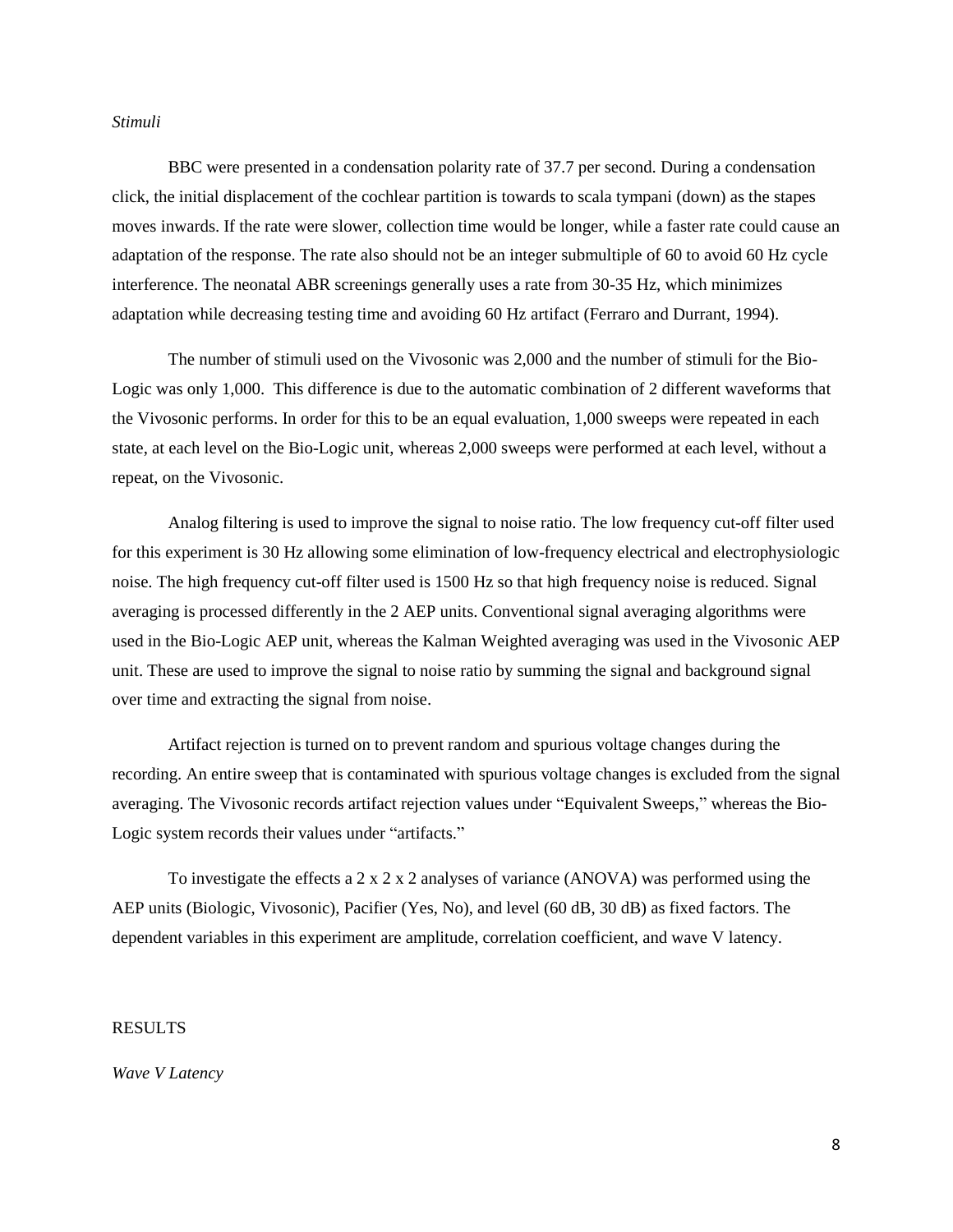*Stimuli*

BBC were presented in a condensation polarity rate of 37.7 per second. During a condensation click, the initial displacement of the cochlear partition is towards to scala tympani (down) as the stapes moves inwards. If the rate were slower, collection time would be longer, while a faster rate could cause an adaptation of the response. The rate also should not be an integer submultiple of 60 to avoid 60 Hz cycle interference. The neonatal ABR screenings generally uses a rate from 30-35 Hz, which minimizes adaptation while decreasing testing time and avoiding 60 Hz artifact (Ferraro and Durrant, 1994).

The number of stimuli used on the Vivosonic was 2,000 and the number of stimuli for the Bio-Logic was only 1,000. This difference is due to the automatic combination of 2 different waveforms that the Vivosonic performs. In order for this to be an equal evaluation, 1,000 sweeps were repeated in each state, at each level on the Bio-Logic unit, whereas 2,000 sweeps were performed at each level, without a repeat, on the Vivosonic.

Analog filtering is used to improve the signal to noise ratio. The low frequency cut-off filter used for this experiment is 30 Hz allowing some elimination of low-frequency electrical and electrophysiologic noise. The high frequency cut-off filter used is 1500 Hz so that high frequency noise is reduced. Signal averaging is processed differently in the 2 AEP units. Conventional signal averaging algorithms were used in the Bio-Logic AEP unit, whereas the Kalman Weighted averaging was used in the Vivosonic AEP unit. These are used to improve the signal to noise ratio by summing the signal and background signal over time and extracting the signal from noise.

Artifact rejection is turned on to prevent random and spurious voltage changes during the recording. An entire sweep that is contaminated with spurious voltage changes is excluded from the signal averaging. The Vivosonic records artifact rejection values under "Equivalent Sweeps," whereas the Bio-Logic system records their values under "artifacts."

To investigate the effects a 2 x 2 x 2 analyses of variance (ANOVA) was performed using the AEP units (Biologic, Vivosonic), Pacifier (Yes, No), and level (60 dB, 30 dB) as fixed factors. The dependent variables in this experiment are amplitude, correlation coefficient, and wave V latency.

## RESULTS

*Wave V Latency*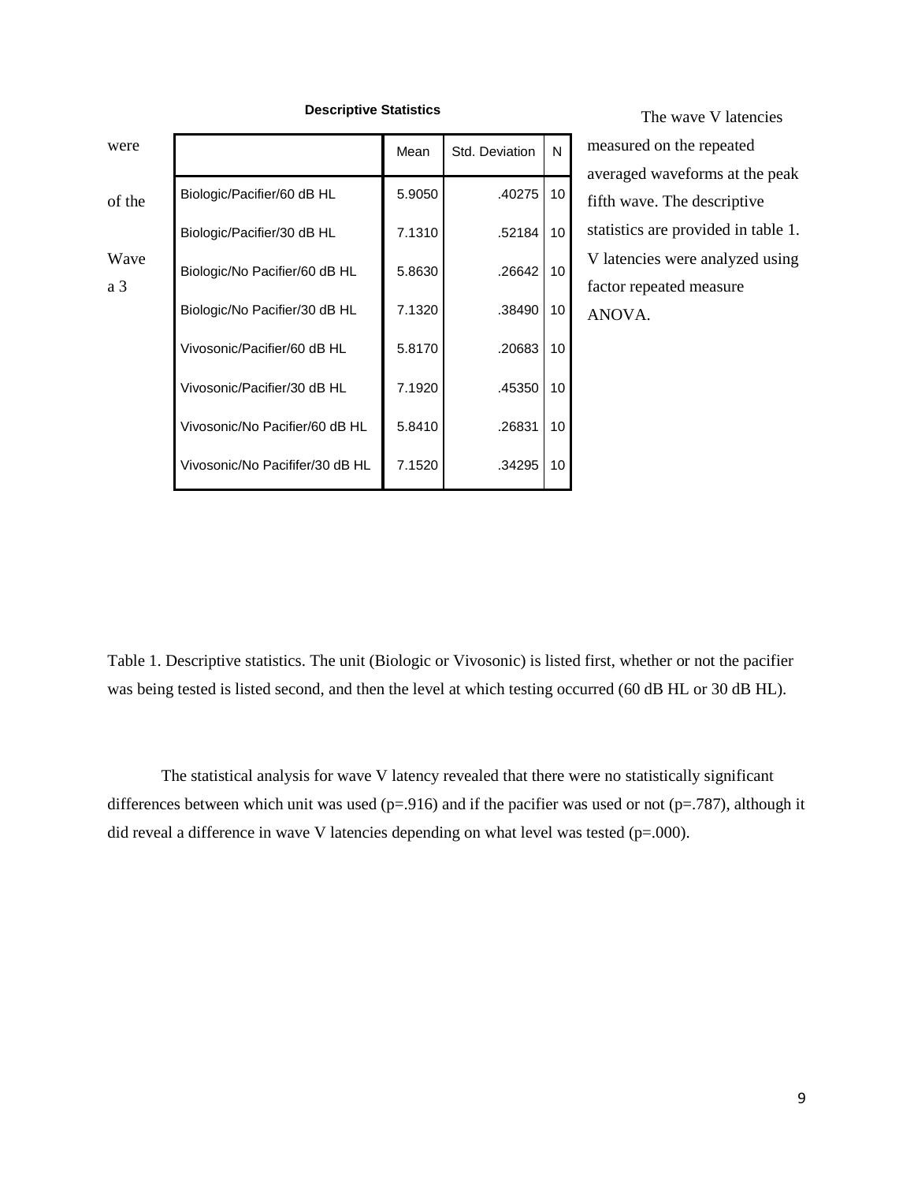The wave V latencies were measured on the repeated averaged waveforms at the peak of the fifth wave. The descriptive statistics are provided in table 1. Wave V latencies were analyzed using a 3 factor repeated measure ANOVA.

**Descriptive Statistics**

| | Mean | Std. Deviation | N |
|---|---|---|---|
| Biologic/Pacifier/60 dB HL | 5.9050 | .40275 | 10 |
| Biologic/Pacifier/30 dB HL | 7.1310 | .52184 | 10 |
| Biologic/No Pacifier/60 dB HL | 5.8630 | .26642 | 10 |
| Biologic/No Pacifier/30 dB HL | 7.1320 | .38490 | 10 |
| Vivosonic/Pacifier/60 dB HL | 5.8170 | .20683 | 10 |
| Vivosonic/Pacifier/30 dB HL | 7.1920 | .45350 | 10 |
| Vivosonic/No Pacifier/60 dB HL | 5.8410 | .26831 | 10 |
| Vivosonic/No Pacififer/30 dB HL | 7.1520 | .34295 | 10 |

Table 1. Descriptive statistics. The unit (Biologic or Vivosonic) is listed first, whether or not the pacifier was being tested is listed second, and then the level at which testing occurred (60 dB HL or 30 dB HL).

The statistical analysis for wave V latency revealed that there were no statistically significant differences between which unit was used ($p=.916$) and if the pacifier was used or not ($p=.787$), although it did reveal a difference in wave V latencies depending on what level was tested ($p=.000$).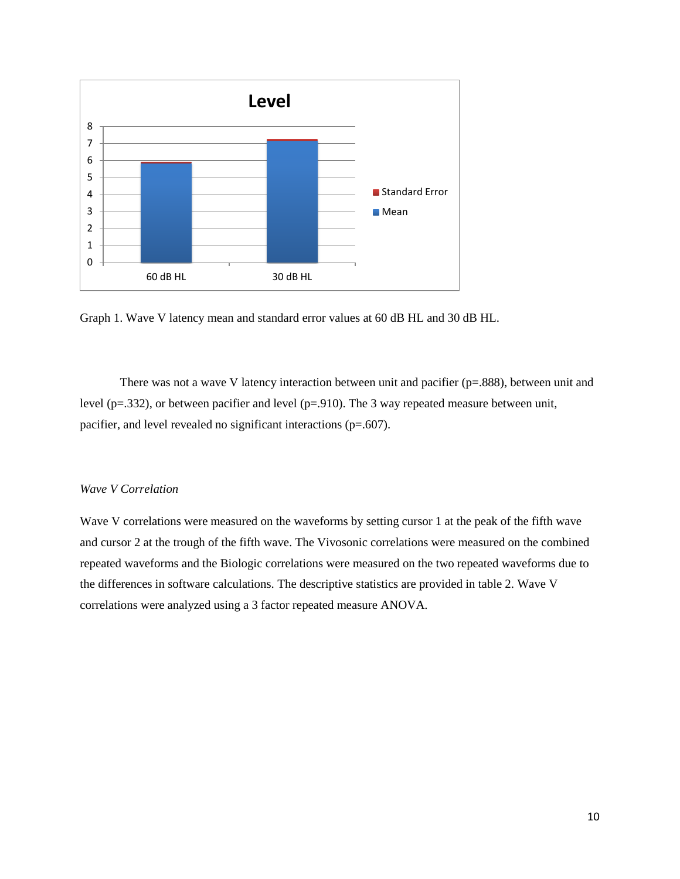Graph 1. Wave V latency mean and standard error values at 60 dB HL and 30 dB HL.

There was not a wave V latency interaction between unit and pacifier (p=.888), between unit and level (p=.332), or between pacifier and level (p=.910). The 3 way repeated measure between unit, pacifier, and level revealed no significant interactions (p=.607).

*Wave V Correlation*

Wave V correlations were measured on the waveforms by setting cursor 1 at the peak of the fifth wave and cursor 2 at the trough of the fifth wave. The Vivosonic correlations were measured on the combined repeated waveforms and the Biologic correlations were measured on the two repeated waveforms due to the differences in software calculations. The descriptive statistics are provided in table 2. Wave V correlations were analyzed using a 3 factor repeated measure ANOVA.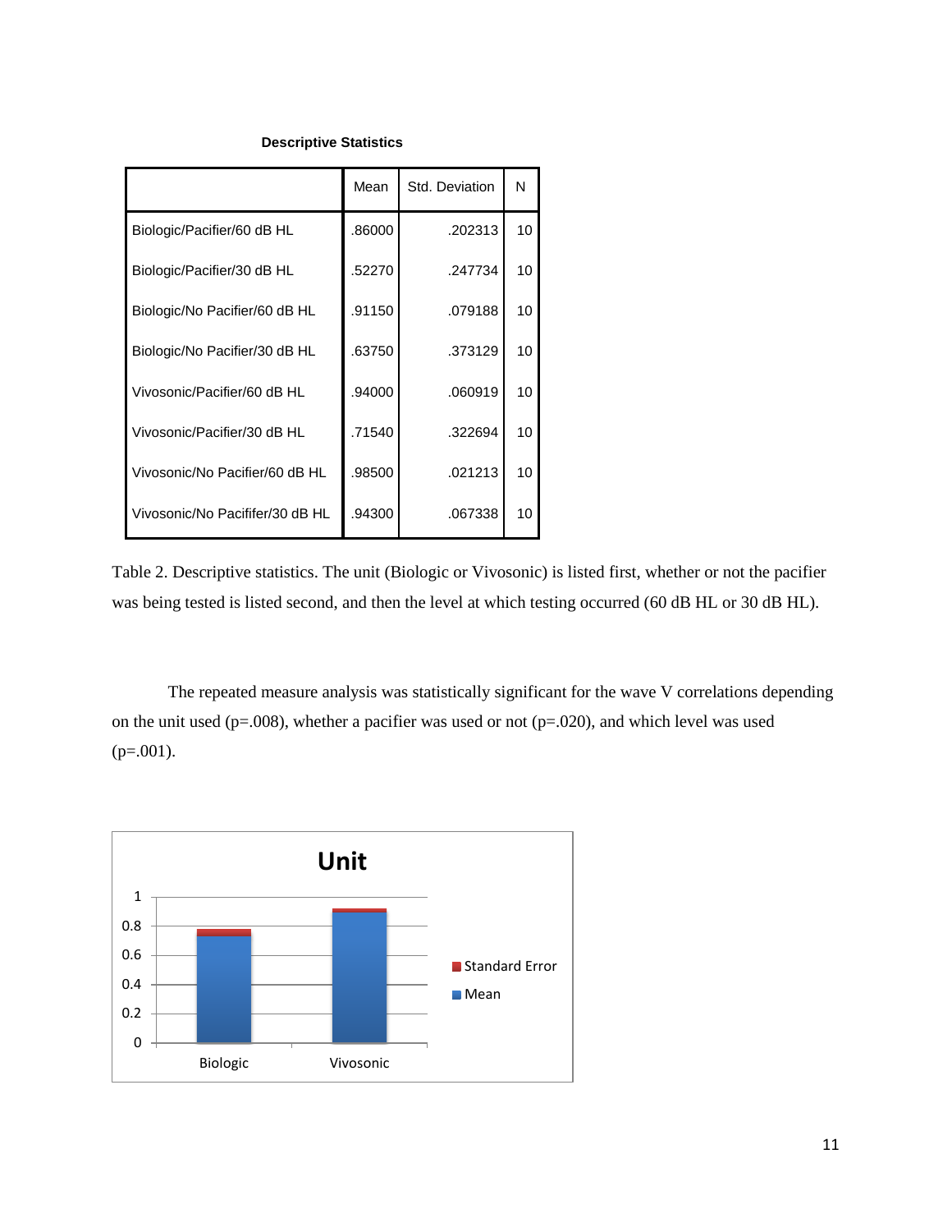**Descriptive Statistics**

| | Mean | Std. Deviation | N |
|---|---|---|---|
| Biologic/Pacifier/60 dB HL | .86000 | .202313 | 10 |
| Biologic/Pacifier/30 dB HL | .52270 | .247734 | 10 |
| Biologic/No Pacifier/60 dB HL | .91150 | .079188 | 10 |
| Biologic/No Pacifier/30 dB HL | .63750 | .373129 | 10 |
| Vivosonic/Pacifier/60 dB HL | .94000 | .060919 | 10 |
| Vivosonic/Pacifier/30 dB HL | .71540 | .322694 | 10 |
| Vivosonic/No Pacifier/60 dB HL | .98500 | .021213 | 10 |
| Vivosonic/No Pacififer/30 dB HL | .94300 | .067338 | 10 |

Table 2. Descriptive statistics. The unit (Biologic or Vivosonic) is listed first, whether or not the pacifier was being tested is listed second, and then the level at which testing occurred (60 dB HL or 30 dB HL).

The repeated measure analysis was statistically significant for the wave V correlations depending on the unit used (p=.008), whether a pacifier was used or not (p=.020), and which level was used (p=.001).

**Unit**

| | Mean | Standard Error |
|---|---|---|
| Biologic | ~0.73 | ~0.05 |
| Vivosonic | ~0.90 | ~0.03 |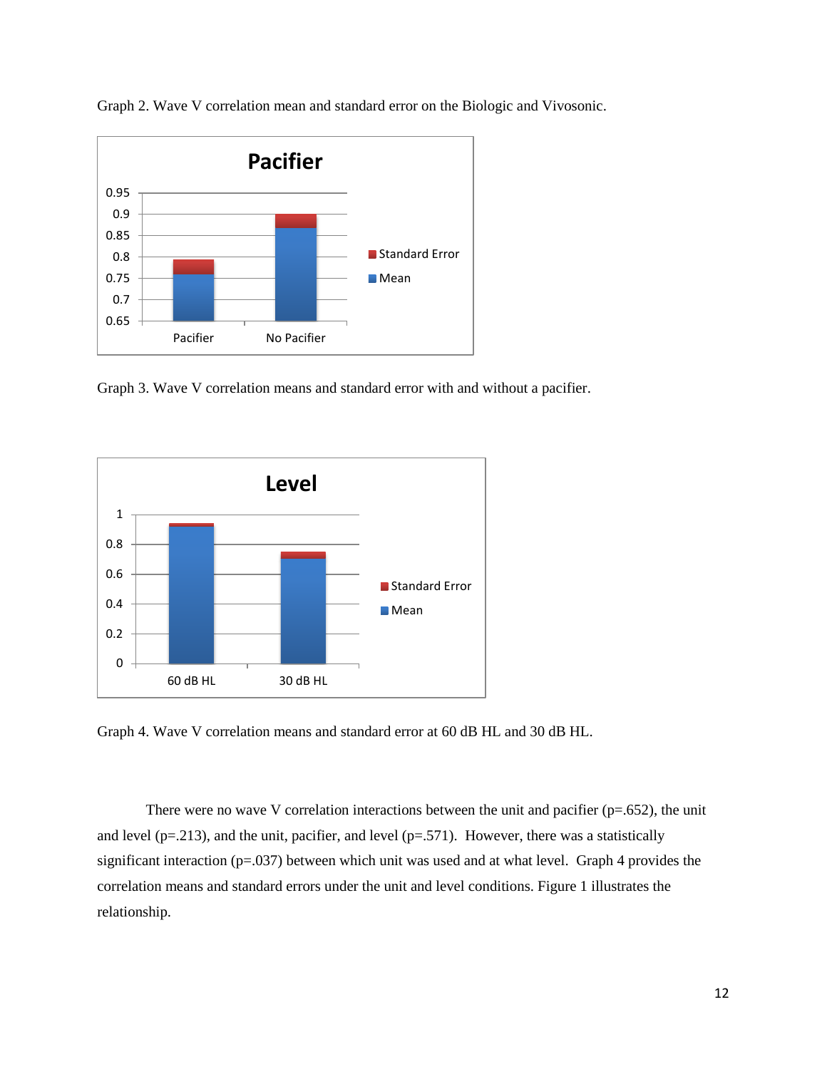Graph 2. Wave V correlation mean and standard error on the Biologic and Vivosonic.

Graph 3. Wave V correlation means and standard error with and without a pacifier.

Graph 4. Wave V correlation means and standard error at 60 dB HL and 30 dB HL.

There were no wave V correlation interactions between the unit and pacifier (p=.652), the unit and level (p=.213), and the unit, pacifier, and level (p=.571). However, there was a statistically significant interaction (p=.037) between which unit was used and at what level. Graph 4 provides the correlation means and standard errors under the unit and level conditions. Figure 1 illustrates the relationship.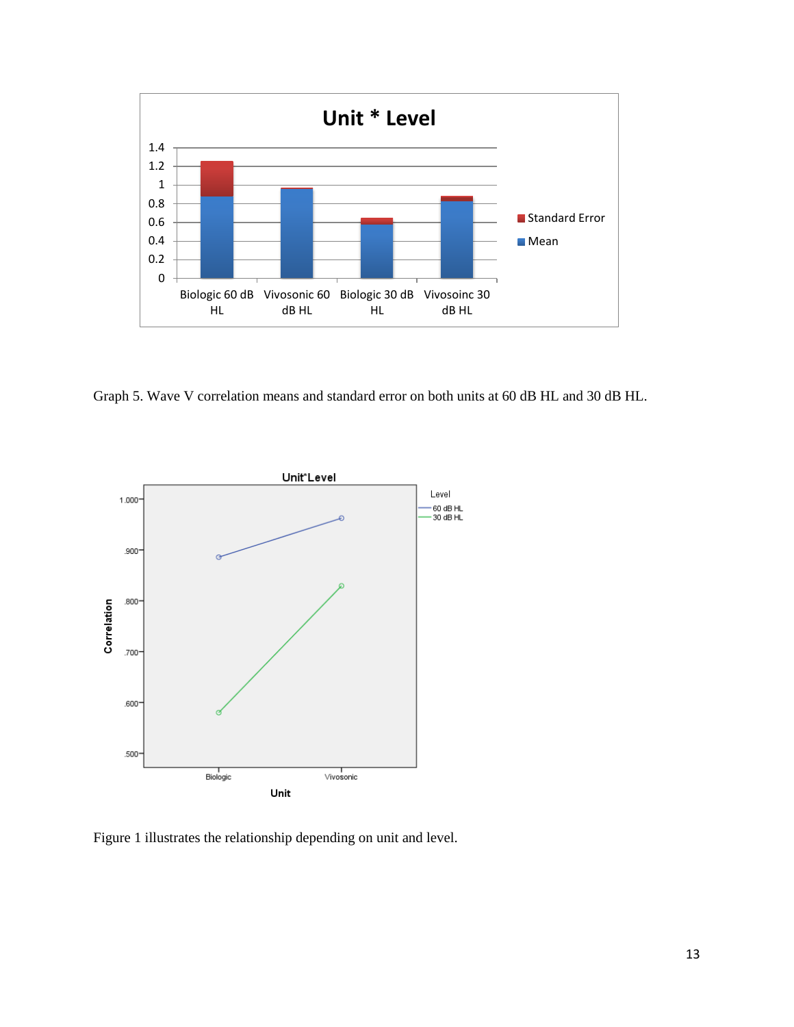Graph 5. Wave V correlation means and standard error on both units at 60 dB HL and 30 dB HL.

Figure 1 illustrates the relationship depending on unit and level.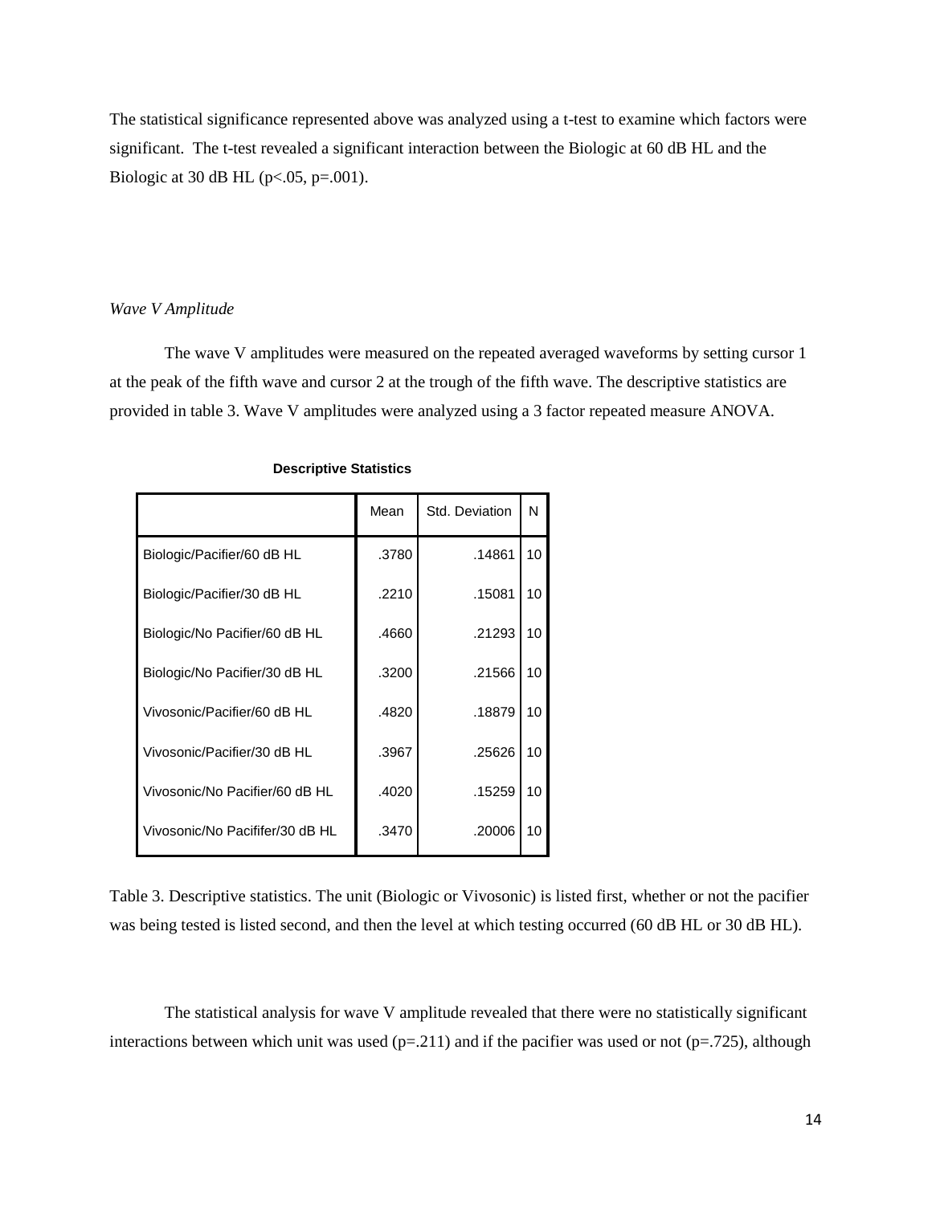The statistical significance represented above was analyzed using a t-test to examine which factors were significant. The t-test revealed a significant interaction between the Biologic at 60 dB HL and the Biologic at 30 dB HL ($p<.05$, $p=.001$).

*Wave V Amplitude*

The wave V amplitudes were measured on the repeated averaged waveforms by setting cursor 1 at the peak of the fifth wave and cursor 2 at the trough of the fifth wave. The descriptive statistics are provided in table 3. Wave V amplitudes were analyzed using a 3 factor repeated measure ANOVA.

**Descriptive Statistics**

| | Mean | Std. Deviation | N |
|---|---|---|---|
| Biologic/Pacifier/60 dB HL | .3780 | .14861 | 10 |
| Biologic/Pacifier/30 dB HL | .2210 | .15081 | 10 |
| Biologic/No Pacifier/60 dB HL | .4660 | .21293 | 10 |
| Biologic/No Pacifier/30 dB HL | .3200 | .21566 | 10 |
| Vivosonic/Pacifier/60 dB HL | .4820 | .18879 | 10 |
| Vivosonic/Pacifier/30 dB HL | .3967 | .25626 | 10 |
| Vivosonic/No Pacifier/60 dB HL | .4020 | .15259 | 10 |
| Vivosonic/No Pacififer/30 dB HL | .3470 | .20006 | 10 |

Table 3. Descriptive statistics. The unit (Biologic or Vivosonic) is listed first, whether or not the pacifier was being tested is listed second, and then the level at which testing occurred (60 dB HL or 30 dB HL).

The statistical analysis for wave V amplitude revealed that there were no statistically significant interactions between which unit was used ($p=.211$) and if the pacifier was used or not ($p=.725$), although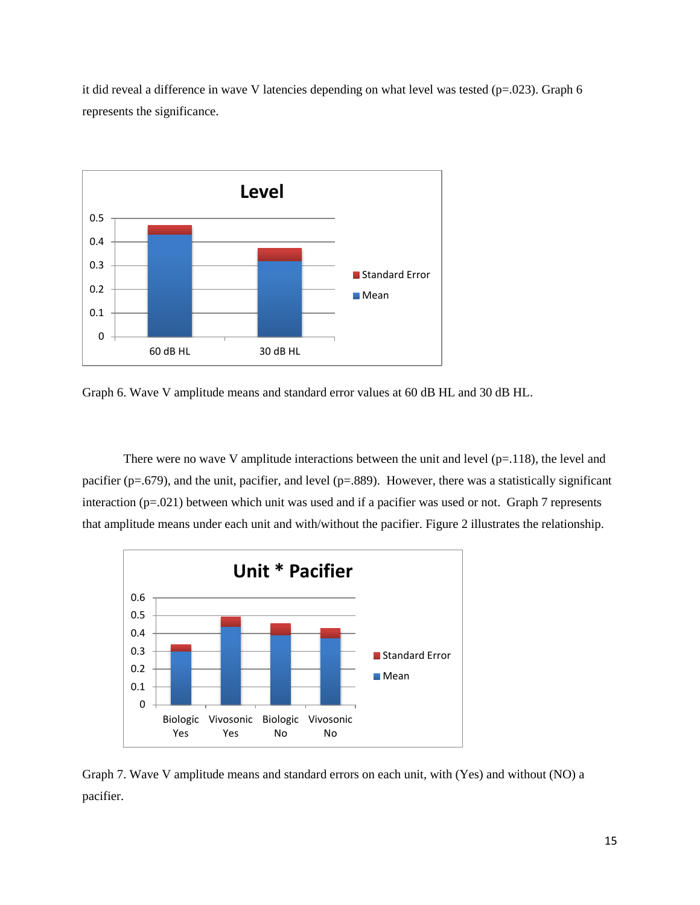it did reveal a difference in wave V latencies depending on what level was tested (p=.023). Graph 6 represents the significance.

Graph 6. Wave V amplitude means and standard error values at 60 dB HL and 30 dB HL.

There were no wave V amplitude interactions between the unit and level (p=.118), the level and pacifier (p=.679), and the unit, pacifier, and level (p=.889). However, there was a statistically significant interaction (p=.021) between which unit was used and if a pacifier was used or not. Graph 7 represents that amplitude means under each unit and with/without the pacifier. Figure 2 illustrates the relationship.

Graph 7. Wave V amplitude means and standard errors on each unit, with (Yes) and without (NO) a pacifier.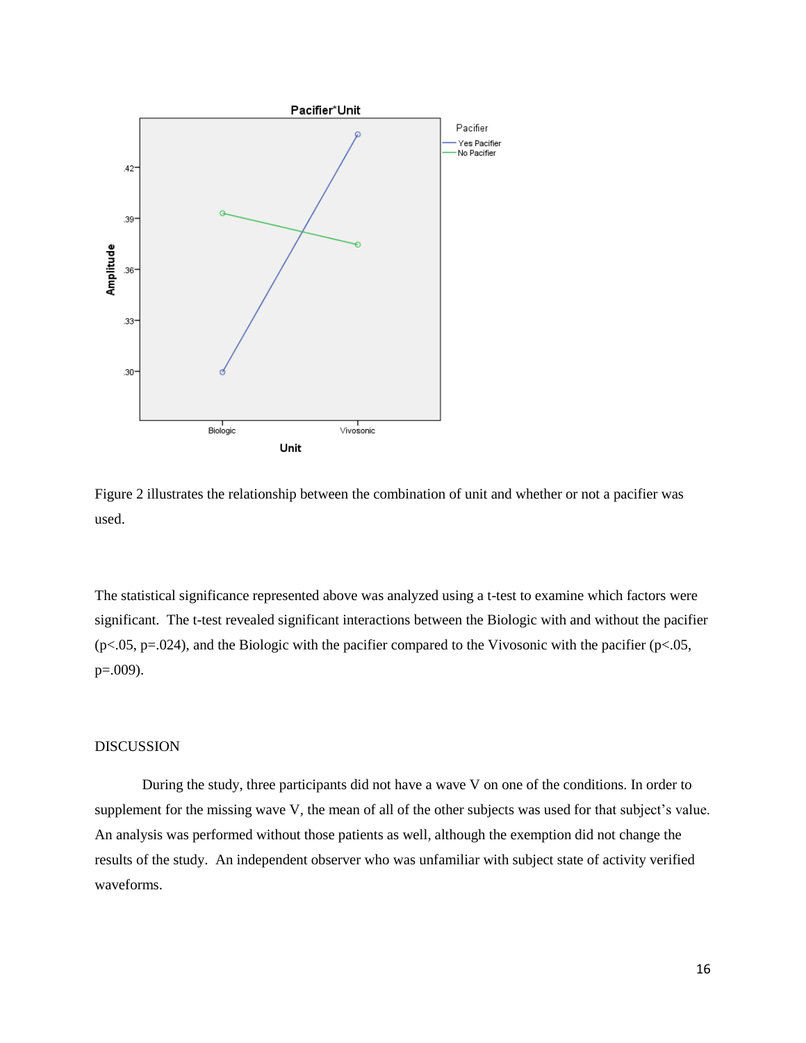Figure 2 illustrates the relationship between the combination of unit and whether or not a pacifier was used.

The statistical significance represented above was analyzed using a t-test to examine which factors were significant. The t-test revealed significant interactions between the Biologic with and without the pacifier ($p<.05$, $p=.024$), and the Biologic with the pacifier compared to the Vivosonic with the pacifier ($p<.05$, $p=.009$).

DISCUSSION

During the study, three participants did not have a wave V on one of the conditions. In order to supplement for the missing wave V, the mean of all of the other subjects was used for that subject's value. An analysis was performed without those patients as well, although the exemption did not change the results of the study. An independent observer who was unfamiliar with subject state of activity verified waveforms.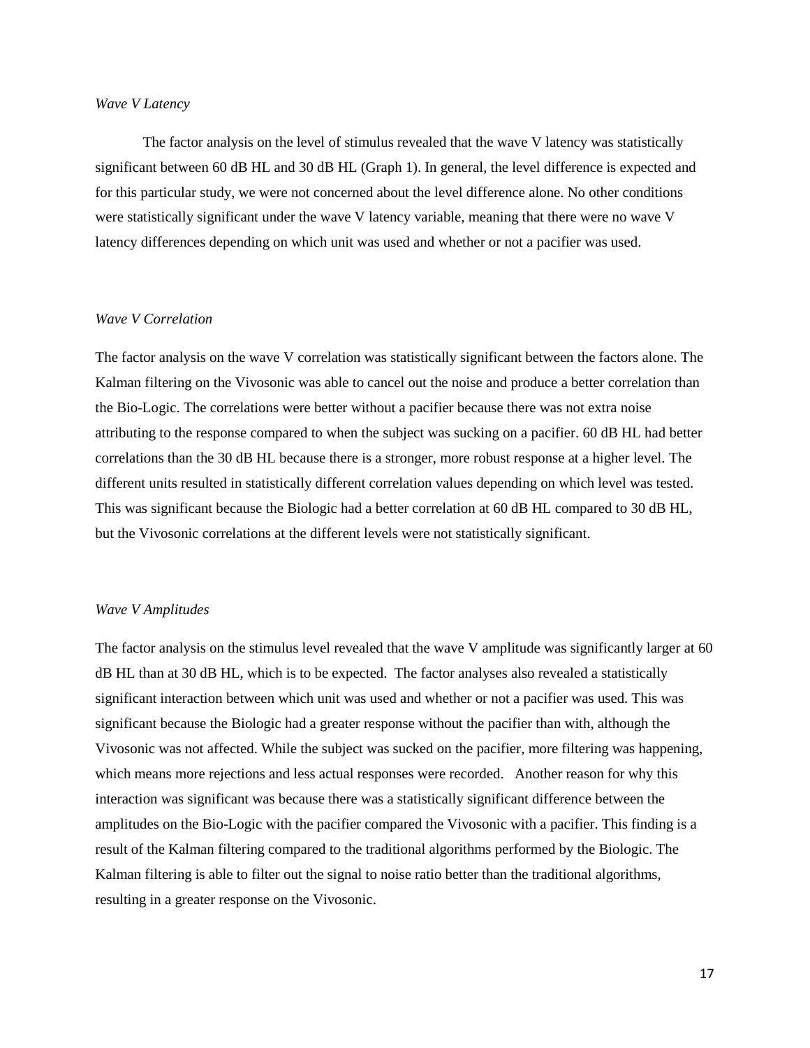*Wave V Latency*

The factor analysis on the level of stimulus revealed that the wave V latency was statistically significant between 60 dB HL and 30 dB HL (Graph 1). In general, the level difference is expected and for this particular study, we were not concerned about the level difference alone. No other conditions were statistically significant under the wave V latency variable, meaning that there were no wave V latency differences depending on which unit was used and whether or not a pacifier was used.

*Wave V Correlation*

The factor analysis on the wave V correlation was statistically significant between the factors alone. The Kalman filtering on the Vivosonic was able to cancel out the noise and produce a better correlation than the Bio-Logic. The correlations were better without a pacifier because there was not extra noise attributing to the response compared to when the subject was sucking on a pacifier. 60 dB HL had better correlations than the 30 dB HL because there is a stronger, more robust response at a higher level. The different units resulted in statistically different correlation values depending on which level was tested. This was significant because the Biologic had a better correlation at 60 dB HL compared to 30 dB HL, but the Vivosonic correlations at the different levels were not statistically significant.

*Wave V Amplitudes*

The factor analysis on the stimulus level revealed that the wave V amplitude was significantly larger at 60 dB HL than at 30 dB HL, which is to be expected. The factor analyses also revealed a statistically significant interaction between which unit was used and whether or not a pacifier was used. This was significant because the Biologic had a greater response without the pacifier than with, although the Vivosonic was not affected. While the subject was sucked on the pacifier, more filtering was happening, which means more rejections and less actual responses were recorded. Another reason for why this interaction was significant was because there was a statistically significant difference between the amplitudes on the Bio-Logic with the pacifier compared the Vivosonic with a pacifier. This finding is a result of the Kalman filtering compared to the traditional algorithms performed by the Biologic. The Kalman filtering is able to filter out the signal to noise ratio better than the traditional algorithms, resulting in a greater response on the Vivosonic.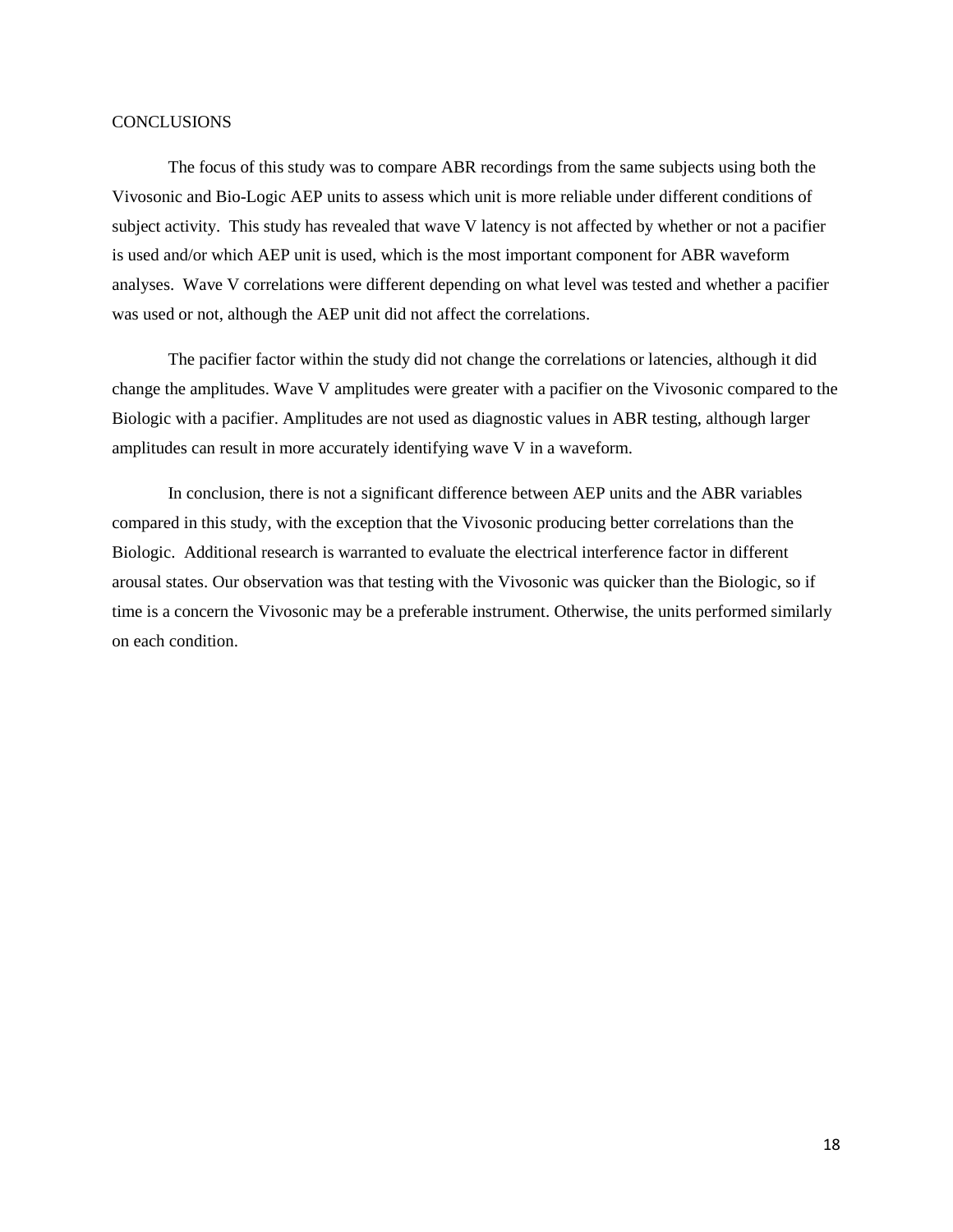## CONCLUSIONS

The focus of this study was to compare ABR recordings from the same subjects using both the Vivosonic and Bio-Logic AEP units to assess which unit is more reliable under different conditions of subject activity. This study has revealed that wave V latency is not affected by whether or not a pacifier is used and/or which AEP unit is used, which is the most important component for ABR waveform analyses. Wave V correlations were different depending on what level was tested and whether a pacifier was used or not, although the AEP unit did not affect the correlations.

The pacifier factor within the study did not change the correlations or latencies, although it did change the amplitudes. Wave V amplitudes were greater with a pacifier on the Vivosonic compared to the Biologic with a pacifier. Amplitudes are not used as diagnostic values in ABR testing, although larger amplitudes can result in more accurately identifying wave V in a waveform.

In conclusion, there is not a significant difference between AEP units and the ABR variables compared in this study, with the exception that the Vivosonic producing better correlations than the Biologic. Additional research is warranted to evaluate the electrical interference factor in different arousal states. Our observation was that testing with the Vivosonic was quicker than the Biologic, so if time is a concern the Vivosonic may be a preferable instrument. Otherwise, the units performed similarly on each condition.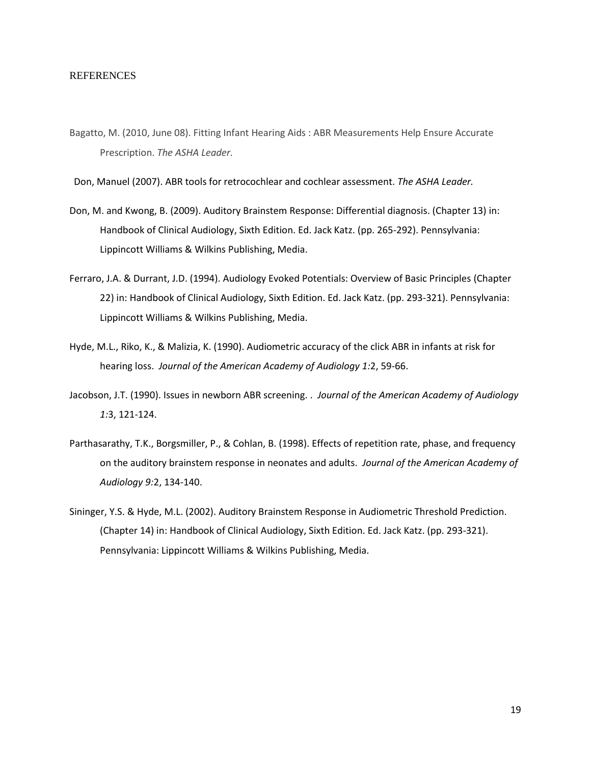REFERENCES

Bagatto, M. (2010, June 08). Fitting Infant Hearing Aids : ABR Measurements Help Ensure Accurate Prescription. *The ASHA Leader.*

Don, Manuel (2007). ABR tools for retrocochlear and cochlear assessment. *The ASHA Leader.*

Don, M. and Kwong, B. (2009). Auditory Brainstem Response: Differential diagnosis. (Chapter 13) in: Handbook of Clinical Audiology, Sixth Edition. Ed. Jack Katz. (pp. 265-292). Pennsylvania: Lippincott Williams & Wilkins Publishing, Media.

Ferraro, J.A. & Durrant, J.D. (1994). Audiology Evoked Potentials: Overview of Basic Principles (Chapter 22) in: Handbook of Clinical Audiology, Sixth Edition. Ed. Jack Katz. (pp. 293-321). Pennsylvania: Lippincott Williams & Wilkins Publishing, Media.

Hyde, M.L., Riko, K., & Malizia, K. (1990). Audiometric accuracy of the click ABR in infants at risk for hearing loss. *Journal of the American Academy of Audiology 1:*2, 59-66.

Jacobson, J.T. (1990). Issues in newborn ABR screening. . *Journal of the American Academy of Audiology 1:*3, 121-124.

Parthasarathy, T.K., Borgsmiller, P., & Cohlan, B. (1998). Effects of repetition rate, phase, and frequency on the auditory brainstem response in neonates and adults. *Journal of the American Academy of Audiology 9:*2, 134-140.

Sininger, Y.S. & Hyde, M.L. (2002). Auditory Brainstem Response in Audiometric Threshold Prediction. (Chapter 14) in: Handbook of Clinical Audiology, Sixth Edition. Ed. Jack Katz. (pp. 293-321). Pennsylvania: Lippincott Williams & Wilkins Publishing, Media.